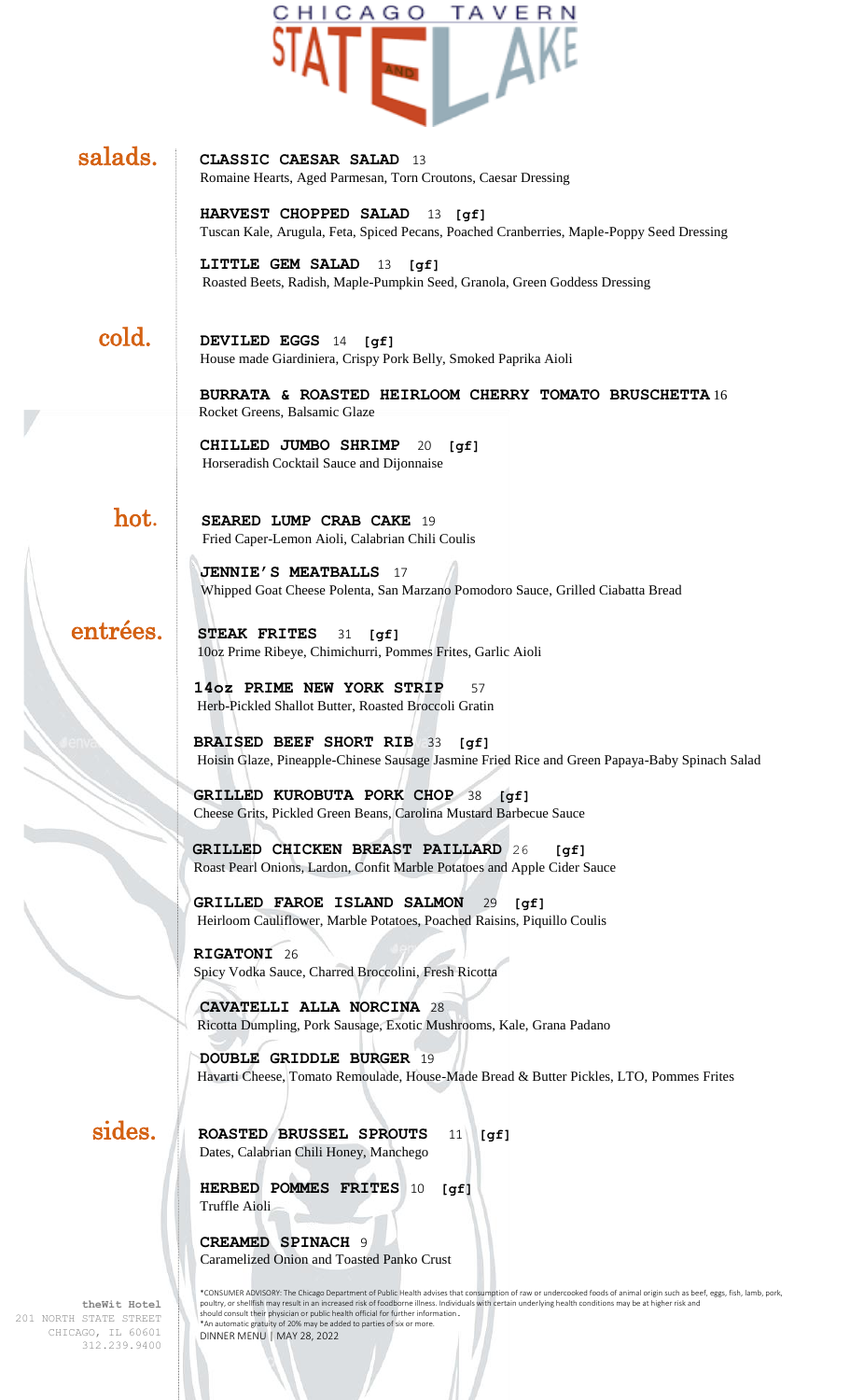# CHICAGO TAVERN STATE AND LAKE

## salads.

**CLASSIC CAESAR SALAD** 13
Romaine Hearts, Aged Parmesan, Torn Croutons, Caesar Dressing

**HARVEST CHOPPED SALAD** 13 **[gf]**
Tuscan Kale, Arugula, Feta, Spiced Pecans, Poached Cranberries, Maple-Poppy Seed Dressing

**LITTLE GEM SALAD** 13 **[gf]**
Roasted Beets, Radish, Maple-Pumpkin Seed, Granola, Green Goddess Dressing

## cold.

**DEVILED EGGS** 14 **[gf]**
House made Giardiniera, Crispy Pork Belly, Smoked Paprika Aioli

**BURRATA & ROASTED HEIRLOOM CHERRY TOMATO BRUSCHETTA** 16
Rocket Greens, Balsamic Glaze

**CHILLED JUMBO SHRIMP** 20 **[gf]**
Horseradish Cocktail Sauce and Dijonnaise

## hot.

**SEARED LUMP CRAB CAKE** 19
Fried Caper-Lemon Aioli, Calabrian Chili Coulis

**JENNIE'S MEATBALLS** 17
Whipped Goat Cheese Polenta, San Marzano Pomodoro Sauce, Grilled Ciabatta Bread

## entrées.

**STEAK FRITES** 31 **[gf]**
10oz Prime Ribeye, Chimichurri, Pommes Frites, Garlic Aioli

**14oz PRIME NEW YORK STRIP** 57
Herb-Pickled Shallot Butter, Roasted Broccoli Gratin

**BRAISED BEEF SHORT RIB** 33 **[gf]**
Hoisin Glaze, Pineapple-Chinese Sausage Jasmine Fried Rice and Green Papaya-Baby Spinach Salad

**GRILLED KUROBUTA PORK CHOP** 38 **[gf]**
Cheese Grits, Pickled Green Beans, Carolina Mustard Barbecue Sauce

**GRILLED CHICKEN BREAST PAILLARD** 26 **[gf]**
Roast Pearl Onions, Lardon, Confit Marble Potatoes and Apple Cider Sauce

**GRILLED FAROE ISLAND SALMON** 29 **[gf]**
Heirloom Cauliflower, Marble Potatoes, Poached Raisins, Piquillo Coulis

**RIGATONI** 26
Spicy Vodka Sauce, Charred Broccolini, Fresh Ricotta

**CAVATELLI ALLA NORCINA** 28
Ricotta Dumpling, Pork Sausage, Exotic Mushrooms, Kale, Grana Padano

**DOUBLE GRIDDLE BURGER** 19
Havarti Cheese, Tomato Remoulade, House-Made Bread & Butter Pickles, LTO, Pommes Frites

## sides.

**ROASTED BRUSSEL SPROUTS** 11 **[gf]**
Dates, Calabrian Chili Honey, Manchego

**HERBED POMMES FRITES** 10 **[gf]**
Truffle Aioli

**CREAMED SPINACH** 9
Caramelized Onion and Toasted Panko Crust

**theWit Hotel**
201 NORTH STATE STREET
CHICAGO, IL 60601
312.239.9400

*CONSUMER ADVISORY: The Chicago Department of Public Health advises that consumption of raw or undercooked foods of animal origin such as beef, eggs, fish, lamb, pork, poultry, or shellfish may result in an increased risk of foodborne illness. Individuals with certain underlying health conditions may be at higher risk and should consult their physician or public health official for further information.
*An automatic gratuity of 20% may be added to parties of six or more.
DINNER MENU | MAY 28, 2022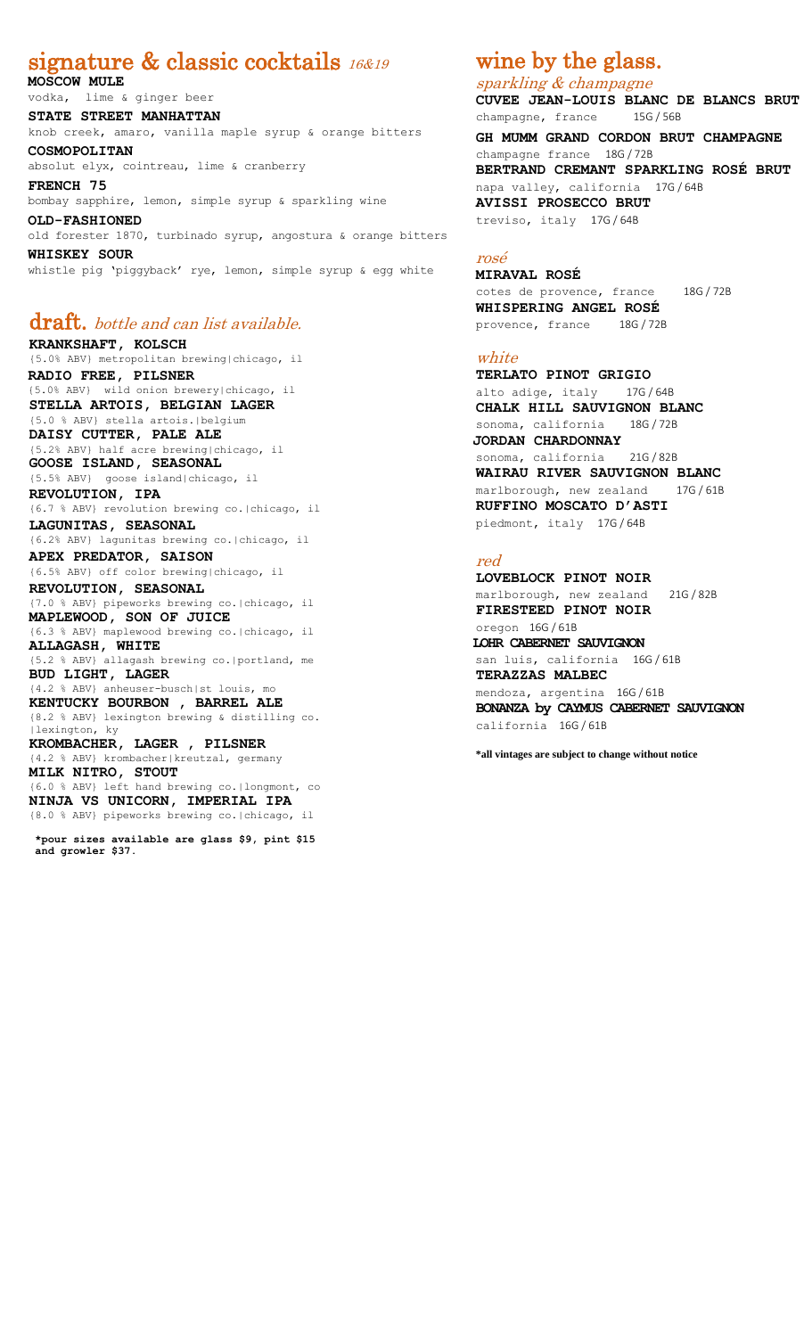## signature & classic cocktails *16&19*

**MOSCOW MULE**
vodka, lime & ginger beer

**STATE STREET MANHATTAN**
knob creek, amaro, vanilla maple syrup & orange bitters

**COSMOPOLITAN**
absolut elyx, cointreau, lime & cranberry

**FRENCH 75**
bombay sapphire, lemon, simple syrup & sparkling wine

**OLD-FASHIONED**
old forester 1870, turbinado syrup, angostura & orange bitters

**WHISKEY SOUR**
whistle pig 'piggyback' rye, lemon, simple syrup & egg white

## draft. *bottle and can list available.*

**KRANKSHAFT, KOLSCH**
{5.0% ABV} metropolitan brewing|chicago, il

**RADIO FREE, PILSNER**
{5.0% ABV} wild onion brewery|chicago, il

**STELLA ARTOIS, BELGIAN LAGER**
{5.0 % ABV} stella artois.|belgium

**DAISY CUTTER, PALE ALE**
{5.2% ABV} half acre brewing|chicago, il

**GOOSE ISLAND, SEASONAL**
{5.5% ABV} goose island|chicago, il

**REVOLUTION, IPA**
{6.7 % ABV} revolution brewing co.|chicago, il

**LAGUNITAS, SEASONAL**
{6.2% ABV} lagunitas brewing co.|chicago, il

**APEX PREDATOR, SAISON**
{6.5% ABV} off color brewing|chicago, il

**REVOLUTION, SEASONAL**
{7.0 % ABV} pipeworks brewing co.|chicago, il

**MAPLEWOOD, SON OF JUICE**
{6.3 % ABV} maplewood brewing co.|chicago, il

**ALLAGASH, WHITE**
{5.2 % ABV} allagash brewing co.|portland, me

**BUD LIGHT, LAGER**
{4.2 % ABV} anheuser-busch|st louis, mo

**KENTUCKY BOURBON , BARREL ALE**
{8.2 % ABV} lexington brewing & distilling co. |lexington, ky

**KROMBACHER, LAGER , PILSNER**
{4.2 % ABV} krombacher|kreutzal, germany

**MILK NITRO, STOUT**
{6.0 % ABV} left hand brewing co.|longmont, co

**NINJA VS UNICORN, IMPERIAL IPA**
{8.0 % ABV} pipeworks brewing co.|chicago, il

**\*pour sizes available are glass $9, pint $15 and growler $37.**

## wine by the glass.

### *sparkling & champagne*

**CUVEE JEAN-LOUIS BLANC DE BLANCS BRUT**
champagne, france 15G / 56B

**GH MUMM GRAND CORDON BRUT CHAMPAGNE**
champagne france 18G / 72B

**BERTRAND CREMANT SPARKLING ROSÉ BRUT**
napa valley, california 17G / 64B

**AVISSI PROSECCO BRUT**
treviso, italy 17G / 64B

### *rosé*

**MIRAVAL ROSÉ**
cotes de provence, france 18G / 72B

**WHISPERING ANGEL ROSÉ**
provence, france 18G / 72B

### *white*

**TERLATO PINOT GRIGIO**
alto adige, italy 17G / 64B

**CHALK HILL SAUVIGNON BLANC**
sonoma, california 18G / 72B

**JORDAN CHARDONNAY**
sonoma, california 21G / 82B

**WAIRAU RIVER SAUVIGNON BLANC**
marlborough, new zealand 17G / 61B

**RUFFINO MOSCATO D'ASTI**
piedmont, italy 17G / 64B

### *red*

**LOVEBLOCK PINOT NOIR**
marlborough, new zealand 21G / 82B

**FIRESTEED PINOT NOIR**
oregon 16G / 61B

**LOHR CABERNET SAUVIGNON**
san luis, california 16G / 61B

**TERAZZAS MALBEC**
mendoza, argentina 16G / 61B

**BONANZA by CAYMUS CABERNET SAUVIGNON**
california 16G / 61B

**\*all vintages are subject to change without notice**